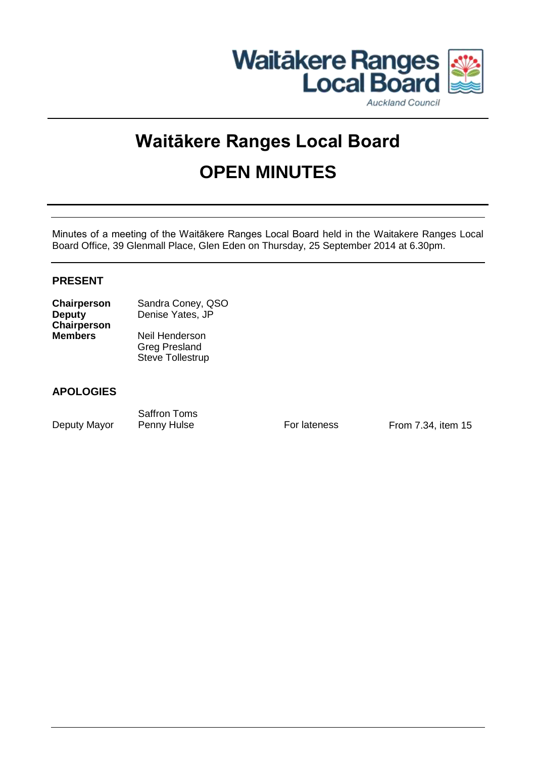Waitākere Ranges Local Board

Auckland Council

# Waitākere Ranges Local Board

# OPEN MINUTES

Minutes of a meeting of the Waitākere Ranges Local Board held in the Waitakere Ranges Local Board Office, 39 Glenmall Place, Glen Eden on Thursday, 25 September 2014 at 6.30pm.

## PRESENT

| | |
|---|---|
| **Chairperson** | Sandra Coney, QSO |
| **Deputy Chairperson** | Denise Yates, JP |
| **Members** | Neil Henderson |
| | Greg Presland |
| | Steve Tollestrup |

## APOLOGIES

| | | | |
|---|---|---|---|
| | Saffron Toms | | |
| Deputy Mayor | Penny Hulse | For lateness | From 7.34, item 15 |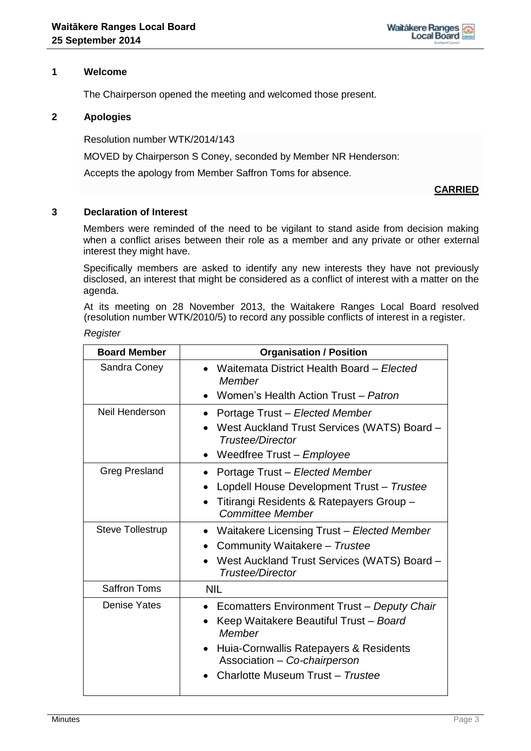## 1 Welcome

The Chairperson opened the meeting and welcomed those present.

## 2 Apologies

Resolution number WTK/2014/143

MOVED by Chairperson S Coney, seconded by Member NR Henderson:

Accepts the apology from Member Saffron Toms for absence.

**CARRIED**

## 3 Declaration of Interest

Members were reminded of the need to be vigilant to stand aside from decision making when a conflict arises between their role as a member and any private or other external interest they might have.

Specifically members are asked to identify any new interests they have not previously disclosed, an interest that might be considered as a conflict of interest with a matter on the agenda.

At its meeting on 28 November 2013, the Waitakere Ranges Local Board resolved (resolution number WTK/2010/5) to record any possible conflicts of interest in a register.

*Register*

| Board Member | Organisation / Position |
|---|---|
| Sandra Coney | • Waitemata District Health Board – *Elected Member*<br>• Women's Health Action Trust – *Patron* |
| Neil Henderson | • Portage Trust – *Elected Member*<br>• West Auckland Trust Services (WATS) Board – *Trustee/Director*<br>• Weedfree Trust – *Employee* |
| Greg Presland | • Portage Trust – *Elected Member*<br>• Lopdell House Development Trust – *Trustee*<br>• Titirangi Residents & Ratepayers Group – *Committee Member* |
| Steve Tollestrup | • Waitakere Licensing Trust – *Elected Member*<br>• Community Waitakere – *Trustee*<br>• West Auckland Trust Services (WATS) Board – *Trustee/Director* |
| Saffron Toms | NIL |
| Denise Yates | • Ecomatters Environment Trust – *Deputy Chair*<br>• Keep Waitakere Beautiful Trust – *Board Member*<br>• Huia-Cornwallis Ratepayers & Residents Association – *Co-chairperson*<br>• Charlotte Museum Trust – *Trustee* |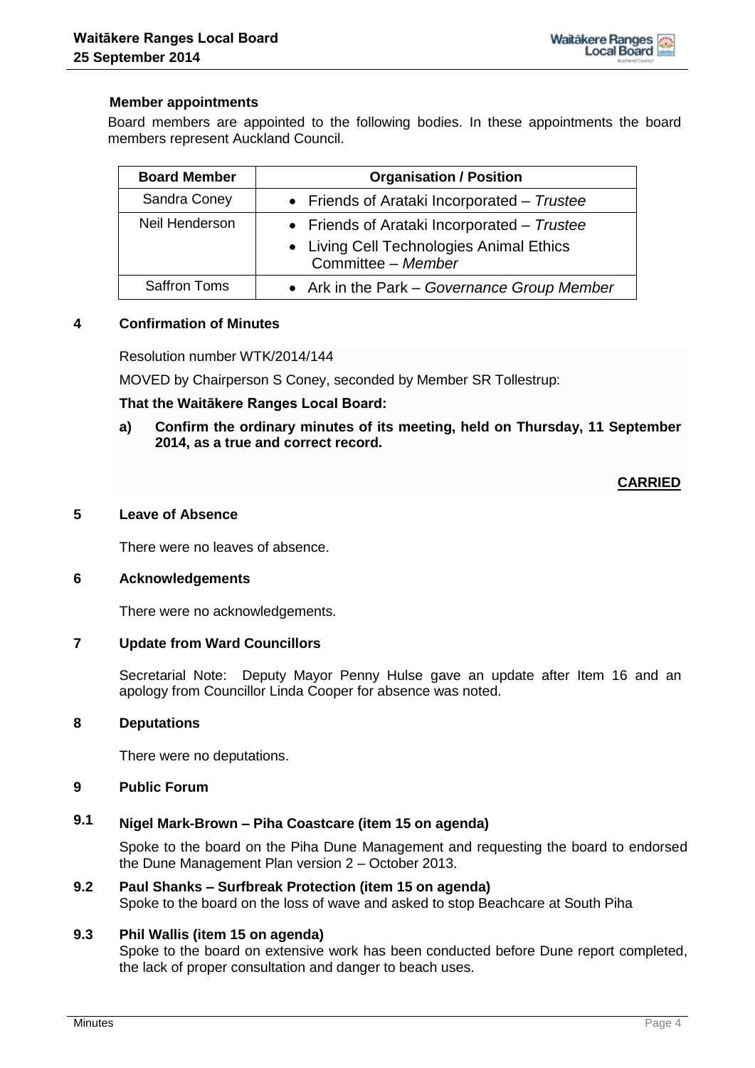**Member appointments**

Board members are appointed to the following bodies. In these appointments the board members represent Auckland Council.

| Board Member | Organisation / Position |
|---|---|
| Sandra Coney | • Friends of Arataki Incorporated – *Trustee* |
| Neil Henderson | • Friends of Arataki Incorporated – *Trustee*<br>• Living Cell Technologies Animal Ethics Committee – *Member* |
| Saffron Toms | • Ark in the Park – *Governance Group Member* |

## 4 Confirmation of Minutes

Resolution number WTK/2014/144

MOVED by Chairperson S Coney, seconded by Member SR Tollestrup:

**That the Waitākere Ranges Local Board:**

**a) Confirm the ordinary minutes of its meeting, held on Thursday, 11 September 2014, as a true and correct record.**

**CARRIED**

## 5 Leave of Absence

There were no leaves of absence.

## 6 Acknowledgements

There were no acknowledgements.

## 7 Update from Ward Councillors

Secretarial Note: Deputy Mayor Penny Hulse gave an update after Item 16 and an apology from Councillor Linda Cooper for absence was noted.

## 8 Deputations

There were no deputations.

## 9 Public Forum

### 9.1 Nigel Mark-Brown – Piha Coastcare (item 15 on agenda)

Spoke to the board on the Piha Dune Management and requesting the board to endorsed the Dune Management Plan version 2 – October 2013.

### 9.2 Paul Shanks – Surfbreak Protection (item 15 on agenda)

Spoke to the board on the loss of wave and asked to stop Beachcare at South Piha

### 9.3 Phil Wallis (item 15 on agenda)

Spoke to the board on extensive work has been conducted before Dune report completed, the lack of proper consultation and danger to beach uses.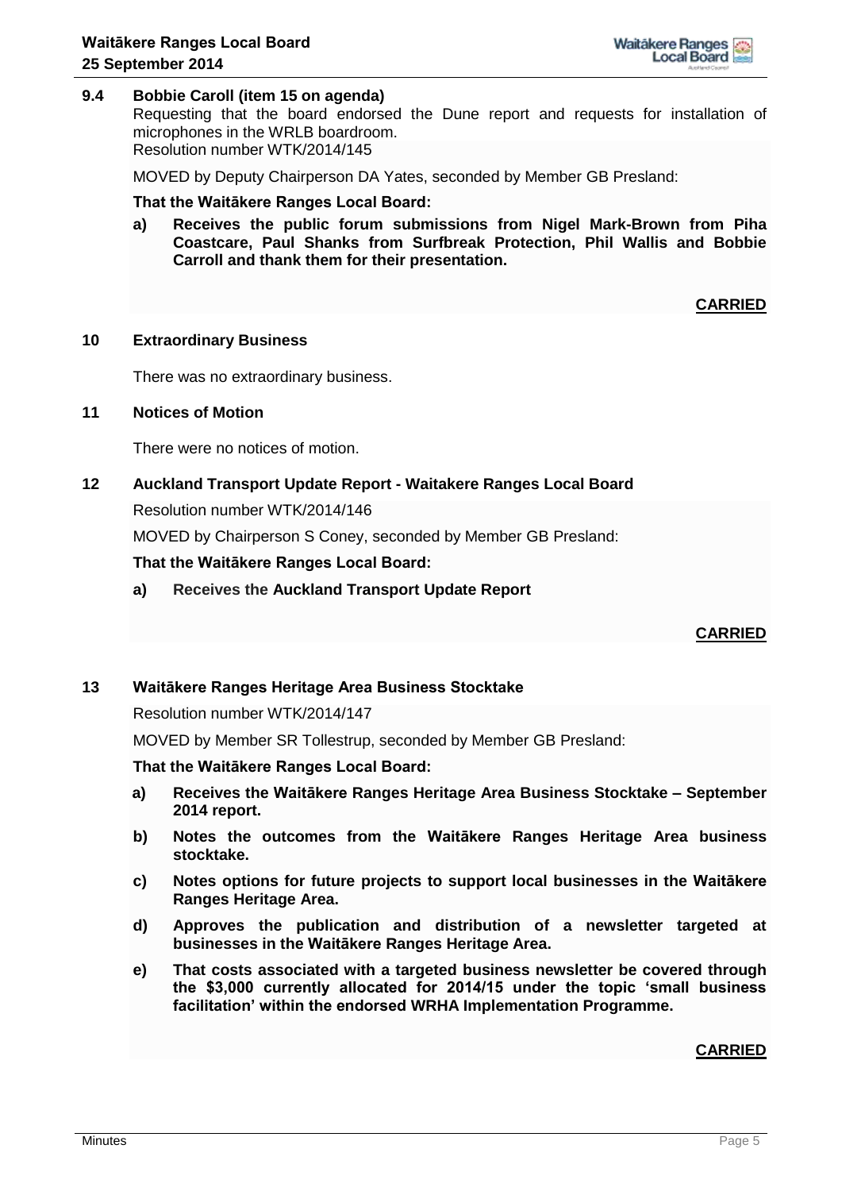### 9.4 Bobbie Caroll (item 15 on agenda)

Requesting that the board endorsed the Dune report and requests for installation of microphones in the WRLB boardroom.

Resolution number WTK/2014/145

MOVED by Deputy Chairperson DA Yates, seconded by Member GB Presland:

**That the Waitākere Ranges Local Board:**

**a) Receives the public forum submissions from Nigel Mark-Brown from Piha Coastcare, Paul Shanks from Surfbreak Protection, Phil Wallis and Bobbie Carroll and thank them for their presentation.**

**CARRIED**

## 10 Extraordinary Business

There was no extraordinary business.

## 11 Notices of Motion

There were no notices of motion.

## 12 Auckland Transport Update Report - Waitakere Ranges Local Board

Resolution number WTK/2014/146

MOVED by Chairperson S Coney, seconded by Member GB Presland:

**That the Waitākere Ranges Local Board:**

**a) Receives the Auckland Transport Update Report**

**CARRIED**

## 13 Waitākere Ranges Heritage Area Business Stocktake

Resolution number WTK/2014/147

MOVED by Member SR Tollestrup, seconded by Member GB Presland:

**That the Waitākere Ranges Local Board:**

**a) Receives the Waitākere Ranges Heritage Area Business Stocktake – September 2014 report.**

**b) Notes the outcomes from the Waitākere Ranges Heritage Area business stocktake.**

**c) Notes options for future projects to support local businesses in the Waitākere Ranges Heritage Area.**

**d) Approves the publication and distribution of a newsletter targeted at businesses in the Waitākere Ranges Heritage Area.**

**e) That costs associated with a targeted business newsletter be covered through the $3,000 currently allocated for 2014/15 under the topic 'small business facilitation' within the endorsed WRHA Implementation Programme.**

**CARRIED**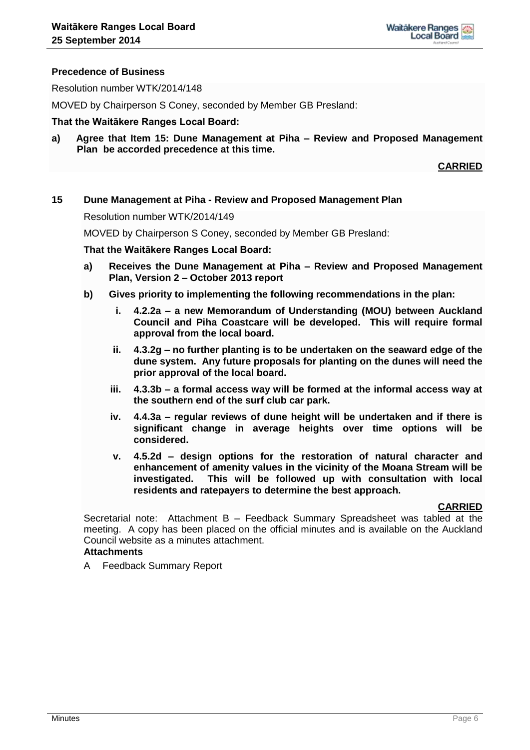**Precedence of Business**

Resolution number WTK/2014/148

MOVED by Chairperson S Coney, seconded by Member GB Presland:

**That the Waitākere Ranges Local Board:**

**a) Agree that Item 15: Dune Management at Piha – Review and Proposed Management Plan be accorded precedence at this time.**

**CARRIED**

**15 Dune Management at Piha - Review and Proposed Management Plan**

Resolution number WTK/2014/149

MOVED by Chairperson S Coney, seconded by Member GB Presland:

**That the Waitākere Ranges Local Board:**

**a) Receives the Dune Management at Piha – Review and Proposed Management Plan, Version 2 – October 2013 report**

**b) Gives priority to implementing the following recommendations in the plan:**

**i. 4.2.2a – a new Memorandum of Understanding (MOU) between Auckland Council and Piha Coastcare will be developed. This will require formal approval from the local board.**

**ii. 4.3.2g – no further planting is to be undertaken on the seaward edge of the dune system. Any future proposals for planting on the dunes will need the prior approval of the local board.**

**iii. 4.3.3b – a formal access way will be formed at the informal access way at the southern end of the surf club car park.**

**iv. 4.4.3a – regular reviews of dune height will be undertaken and if there is significant change in average heights over time options will be considered.**

**v. 4.5.2d – design options for the restoration of natural character and enhancement of amenity values in the vicinity of the Moana Stream will be investigated. This will be followed up with consultation with local residents and ratepayers to determine the best approach.**

**CARRIED**

Secretarial note: Attachment B – Feedback Summary Spreadsheet was tabled at the meeting. A copy has been placed on the official minutes and is available on the Auckland Council website as a minutes attachment.

**Attachments**

A Feedback Summary Report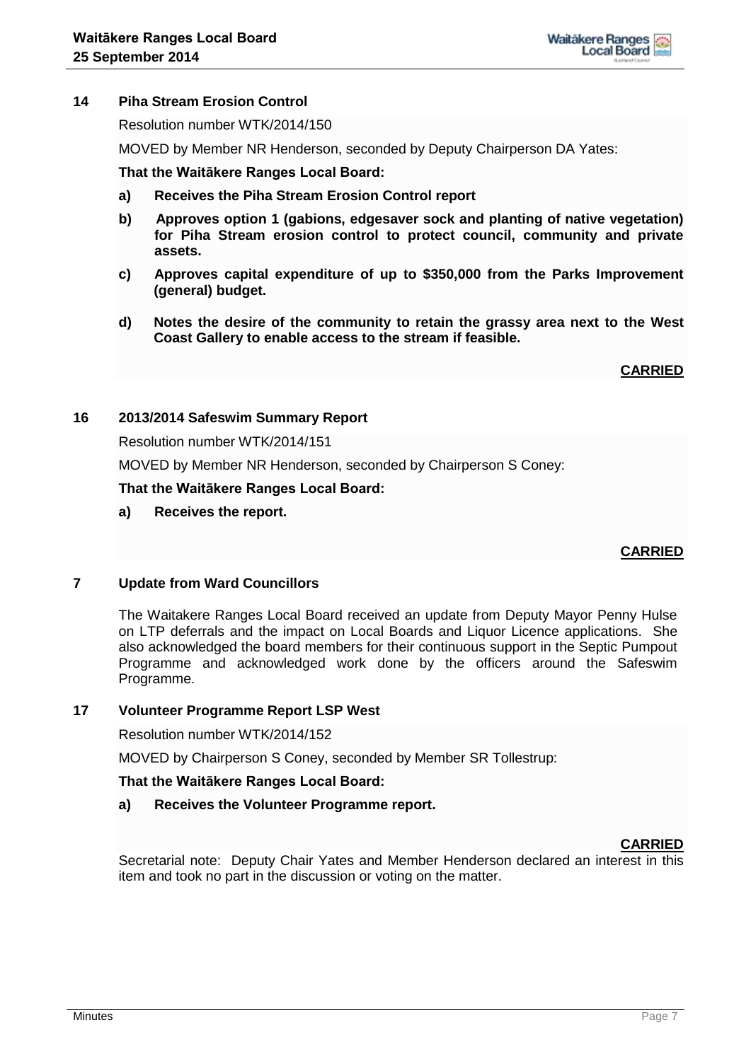## 14 Piha Stream Erosion Control

Resolution number WTK/2014/150

MOVED by Member NR Henderson, seconded by Deputy Chairperson DA Yates:

**That the Waitākere Ranges Local Board:**

**a) Receives the Piha Stream Erosion Control report**

**b) Approves option 1 (gabions, edgesaver sock and planting of native vegetation) for Piha Stream erosion control to protect council, community and private assets.**

**c) Approves capital expenditure of up to $350,000 from the Parks Improvement (general) budget.**

**d) Notes the desire of the community to retain the grassy area next to the West Coast Gallery to enable access to the stream if feasible.**

**CARRIED**

## 16 2013/2014 Safeswim Summary Report

Resolution number WTK/2014/151

MOVED by Member NR Henderson, seconded by Chairperson S Coney:

**That the Waitākere Ranges Local Board:**

**a) Receives the report.**

**CARRIED**

## 7 Update from Ward Councillors

The Waitakere Ranges Local Board received an update from Deputy Mayor Penny Hulse on LTP deferrals and the impact on Local Boards and Liquor Licence applications. She also acknowledged the board members for their continuous support in the Septic Pumpout Programme and acknowledged work done by the officers around the Safeswim Programme.

## 17 Volunteer Programme Report LSP West

Resolution number WTK/2014/152

MOVED by Chairperson S Coney, seconded by Member SR Tollestrup:

**That the Waitākere Ranges Local Board:**

**a) Receives the Volunteer Programme report.**

**CARRIED**

Secretarial note: Deputy Chair Yates and Member Henderson declared an interest in this item and took no part in the discussion or voting on the matter.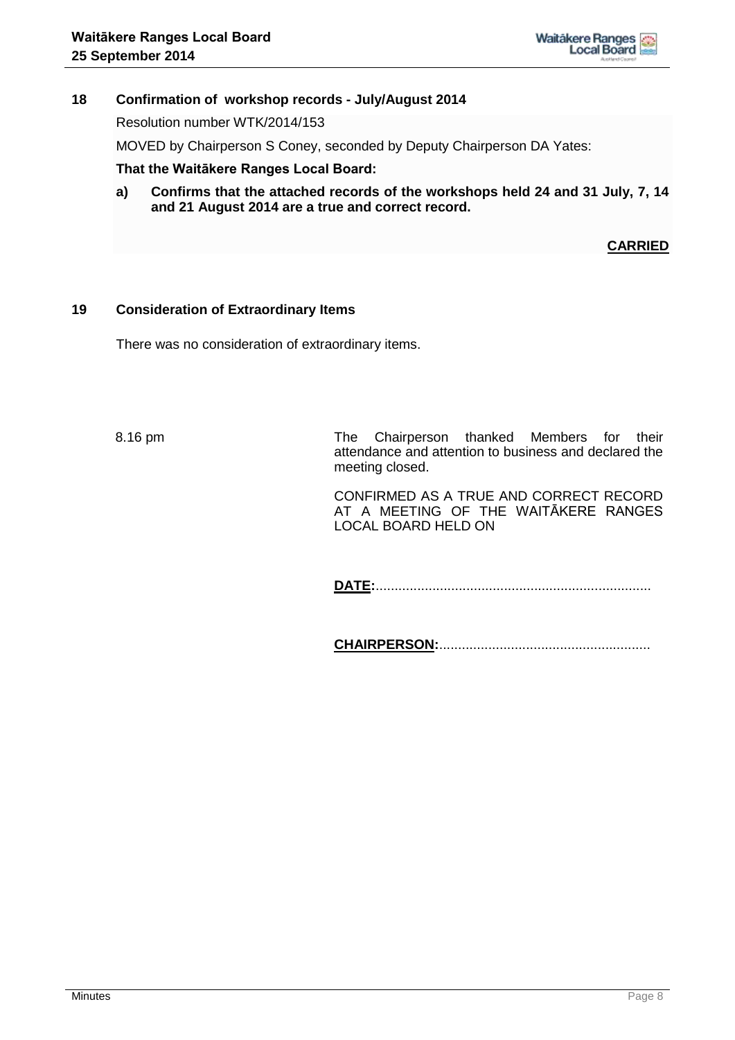## 18 Confirmation of workshop records - July/August 2014

Resolution number WTK/2014/153

MOVED by Chairperson S Coney, seconded by Deputy Chairperson DA Yates:

**That the Waitākere Ranges Local Board:**

**a) Confirms that the attached records of the workshops held 24 and 31 July, 7, 14 and 21 August 2014 are a true and correct record.**

**CARRIED**

## 19 Consideration of Extraordinary Items

There was no consideration of extraordinary items.

8.16 pm

The Chairperson thanked Members for their attendance and attention to business and declared the meeting closed.

CONFIRMED AS A TRUE AND CORRECT RECORD AT A MEETING OF THE WAITĀKERE RANGES LOCAL BOARD HELD ON

**DATE:**.........................................................................

**CHAIRPERSON:**........................................................